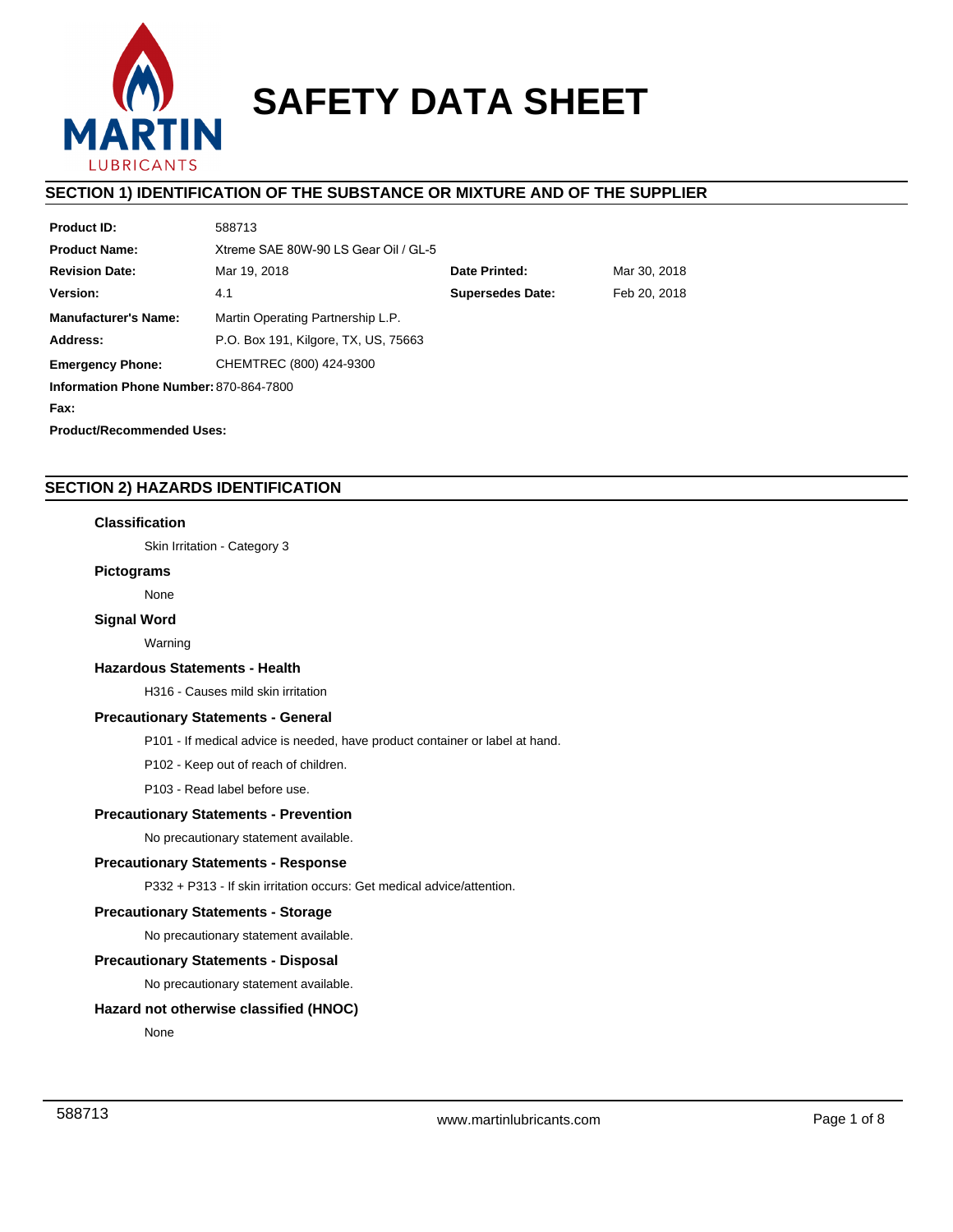# SAFETY DATA SHEET

## SECTION 1) IDENTIFICATION OF THE SUBSTANCE OR MIXTURE AND OF THE SUPPLIER

| | | | |
|---|---|---|---|
| **Product ID:** | 588713 | | |
| **Product Name:** | Xtreme SAE 80W-90 LS Gear Oil / GL-5 | | |
| **Revision Date:** | Mar 19, 2018 | **Date Printed:** | Mar 30, 2018 |
| **Version:** | 4.1 | **Supersedes Date:** | Feb 20, 2018 |
| **Manufacturer's Name:** | Martin Operating Partnership L.P. | | |
| **Address:** | P.O. Box 191, Kilgore, TX, US, 75663 | | |
| **Emergency Phone:** | CHEMTREC (800) 424-9300 | | |
| **Information Phone Number:** | 870-864-7800 | | |
| **Fax:** | | | |
| **Product/Recommended Uses:** | | | |

## SECTION 2) HAZARDS IDENTIFICATION

### Classification

Skin Irritation - Category 3

### Pictograms

None

### Signal Word

Warning

### Hazardous Statements - Health

H316 - Causes mild skin irritation

### Precautionary Statements - General

P101 - If medical advice is needed, have product container or label at hand.

P102 - Keep out of reach of children.

P103 - Read label before use.

### Precautionary Statements - Prevention

No precautionary statement available.

### Precautionary Statements - Response

P332 + P313 - If skin irritation occurs: Get medical advice/attention.

### Precautionary Statements - Storage

No precautionary statement available.

### Precautionary Statements - Disposal

No precautionary statement available.

### Hazard not otherwise classified (HNOC)

None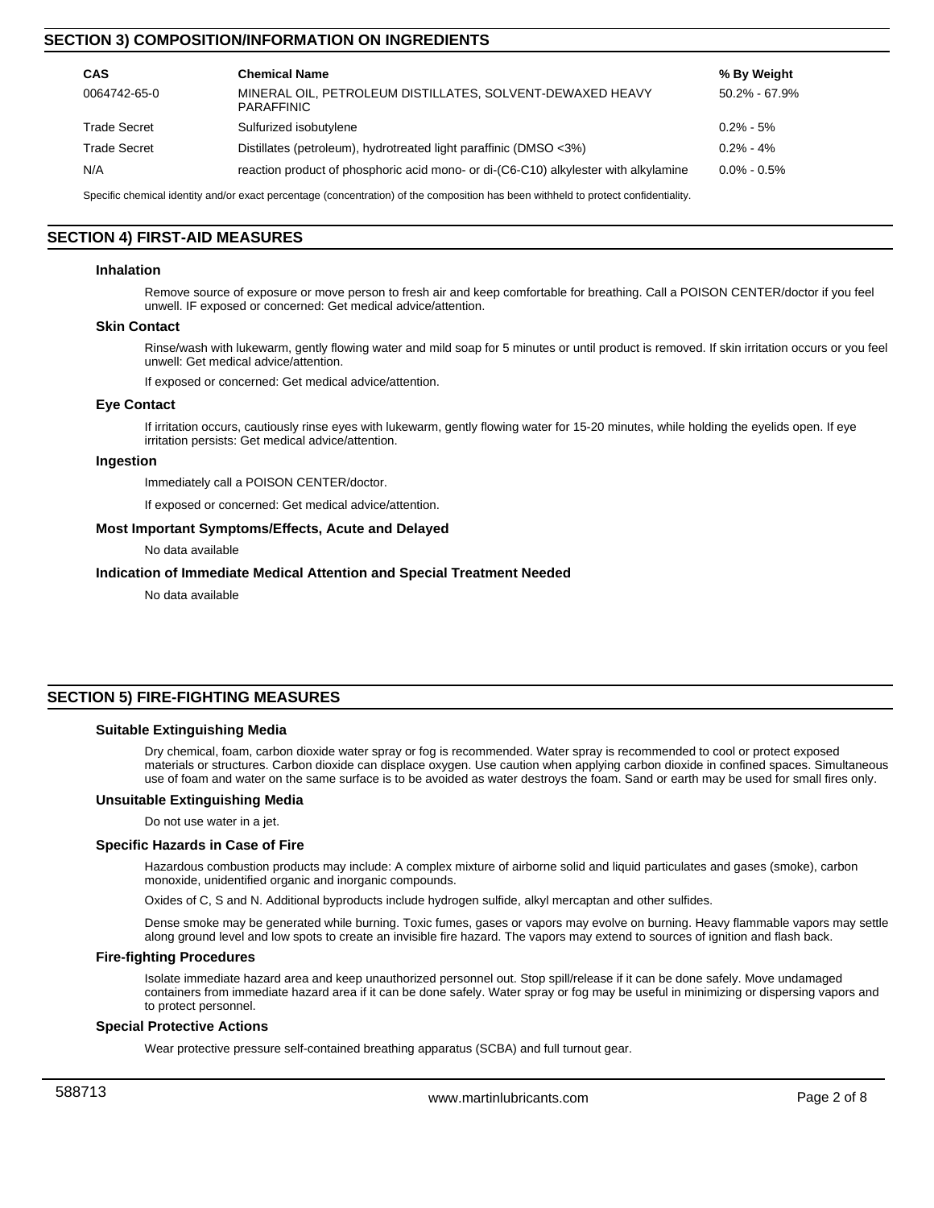## SECTION 3) COMPOSITION/INFORMATION ON INGREDIENTS

| CAS | Chemical Name | % By Weight |
|---|---|---|
| 0064742-65-0 | MINERAL OIL, PETROLEUM DISTILLATES, SOLVENT-DEWAXED HEAVY PARAFFINIC | 50.2% - 67.9% |
| Trade Secret | Sulfurized isobutylene | 0.2% - 5% |
| Trade Secret | Distillates (petroleum), hydrotreated light paraffinic (DMSO <3%) | 0.2% - 4% |
| N/A | reaction product of phosphoric acid mono- or di-(C6-C10) alkylester with alkylamine | 0.0% - 0.5% |

Specific chemical identity and/or exact percentage (concentration) of the composition has been withheld to protect confidentiality.

## SECTION 4) FIRST-AID MEASURES

### Inhalation

Remove source of exposure or move person to fresh air and keep comfortable for breathing. Call a POISON CENTER/doctor if you feel unwell. IF exposed or concerned: Get medical advice/attention.

### Skin Contact

Rinse/wash with lukewarm, gently flowing water and mild soap for 5 minutes or until product is removed. If skin irritation occurs or you feel unwell: Get medical advice/attention.

If exposed or concerned: Get medical advice/attention.

### Eye Contact

If irritation occurs, cautiously rinse eyes with lukewarm, gently flowing water for 15-20 minutes, while holding the eyelids open. If eye irritation persists: Get medical advice/attention.

### Ingestion

Immediately call a POISON CENTER/doctor.

If exposed or concerned: Get medical advice/attention.

### Most Important Symptoms/Effects, Acute and Delayed

No data available

### Indication of Immediate Medical Attention and Special Treatment Needed

No data available

## SECTION 5) FIRE-FIGHTING MEASURES

### Suitable Extinguishing Media

Dry chemical, foam, carbon dioxide water spray or fog is recommended. Water spray is recommended to cool or protect exposed materials or structures. Carbon dioxide can displace oxygen. Use caution when applying carbon dioxide in confined spaces. Simultaneous use of foam and water on the same surface is to be avoided as water destroys the foam. Sand or earth may be used for small fires only.

### Unsuitable Extinguishing Media

Do not use water in a jet.

### Specific Hazards in Case of Fire

Hazardous combustion products may include: A complex mixture of airborne solid and liquid particulates and gases (smoke), carbon monoxide, unidentified organic and inorganic compounds.

Oxides of C, S and N. Additional byproducts include hydrogen sulfide, alkyl mercaptan and other sulfides.

Dense smoke may be generated while burning. Toxic fumes, gases or vapors may evolve on burning. Heavy flammable vapors may settle along ground level and low spots to create an invisible fire hazard. The vapors may extend to sources of ignition and flash back.

### Fire-fighting Procedures

Isolate immediate hazard area and keep unauthorized personnel out. Stop spill/release if it can be done safely. Move undamaged containers from immediate hazard area if it can be done safely. Water spray or fog may be useful in minimizing or dispersing vapors and to protect personnel.

### Special Protective Actions

Wear protective pressure self-contained breathing apparatus (SCBA) and full turnout gear.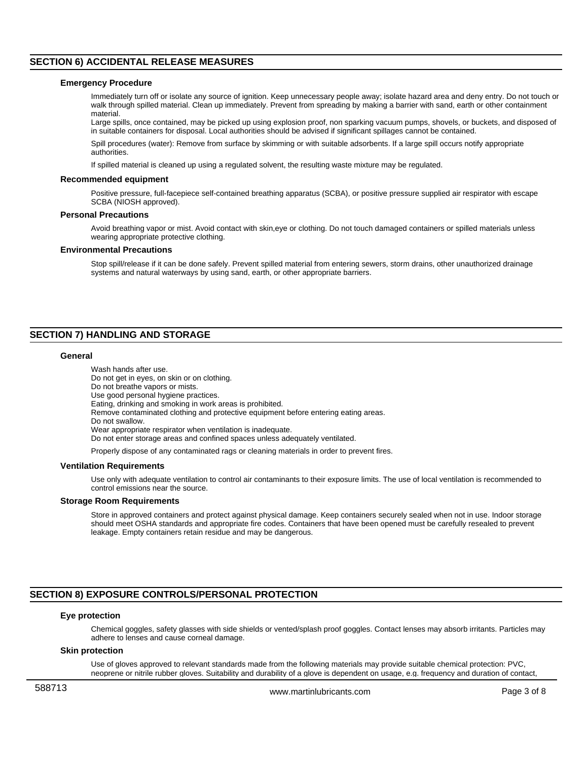## SECTION 6) ACCIDENTAL RELEASE MEASURES

### Emergency Procedure

Immediately turn off or isolate any source of ignition. Keep unnecessary people away; isolate hazard area and deny entry. Do not touch or walk through spilled material. Clean up immediately. Prevent from spreading by making a barrier with sand, earth or other containment material.
Large spills, once contained, may be picked up using explosion proof, non sparking vacuum pumps, shovels, or buckets, and disposed of in suitable containers for disposal. Local authorities should be advised if significant spillages cannot be contained.

Spill procedures (water): Remove from surface by skimming or with suitable adsorbents. If a large spill occurs notify appropriate authorities.

If spilled material is cleaned up using a regulated solvent, the resulting waste mixture may be regulated.

### Recommended equipment

Positive pressure, full-facepiece self-contained breathing apparatus (SCBA), or positive pressure supplied air respirator with escape SCBA (NIOSH approved).

### Personal Precautions

Avoid breathing vapor or mist. Avoid contact with skin,eye or clothing. Do not touch damaged containers or spilled materials unless wearing appropriate protective clothing.

### Environmental Precautions

Stop spill/release if it can be done safely. Prevent spilled material from entering sewers, storm drains, other unauthorized drainage systems and natural waterways by using sand, earth, or other appropriate barriers.

## SECTION 7) HANDLING AND STORAGE

### General

Wash hands after use.
Do not get in eyes, on skin or on clothing.
Do not breathe vapors or mists.
Use good personal hygiene practices.
Eating, drinking and smoking in work areas is prohibited.
Remove contaminated clothing and protective equipment before entering eating areas.
Do not swallow.
Wear appropriate respirator when ventilation is inadequate.
Do not enter storage areas and confined spaces unless adequately ventilated.

Properly dispose of any contaminated rags or cleaning materials in order to prevent fires.

### Ventilation Requirements

Use only with adequate ventilation to control air contaminants to their exposure limits. The use of local ventilation is recommended to control emissions near the source.

### Storage Room Requirements

Store in approved containers and protect against physical damage. Keep containers securely sealed when not in use. Indoor storage should meet OSHA standards and appropriate fire codes. Containers that have been opened must be carefully resealed to prevent leakage. Empty containers retain residue and may be dangerous.

## SECTION 8) EXPOSURE CONTROLS/PERSONAL PROTECTION

### Eye protection

Chemical goggles, safety glasses with side shields or vented/splash proof goggles. Contact lenses may absorb irritants. Particles may adhere to lenses and cause corneal damage.

### Skin protection

Use of gloves approved to relevant standards made from the following materials may provide suitable chemical protection: PVC, neoprene or nitrile rubber gloves. Suitability and durability of a glove is dependent on usage, e.g. frequency and duration of contact,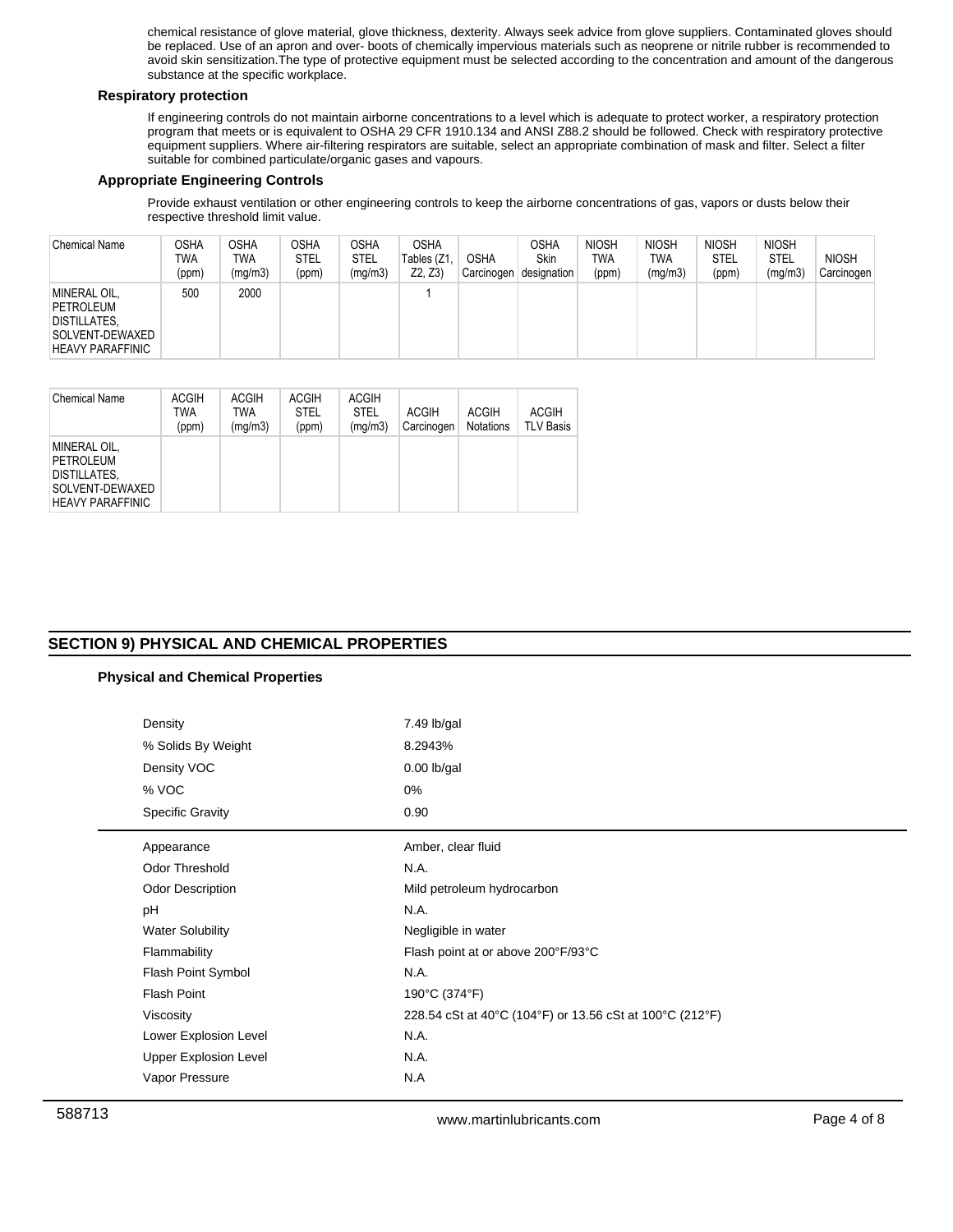chemical resistance of glove material, glove thickness, dexterity. Always seek advice from glove suppliers. Contaminated gloves should be replaced. Use of an apron and over- boots of chemically impervious materials such as neoprene or nitrile rubber is recommended to avoid skin sensitization.The type of protective equipment must be selected according to the concentration and amount of the dangerous substance at the specific workplace.

### Respiratory protection

If engineering controls do not maintain airborne concentrations to a level which is adequate to protect worker, a respiratory protection program that meets or is equivalent to OSHA 29 CFR 1910.134 and ANSI Z88.2 should be followed. Check with respiratory protective equipment suppliers. Where air-filtering respirators are suitable, select an appropriate combination of mask and filter. Select a filter suitable for combined particulate/organic gases and vapours.

### Appropriate Engineering Controls

Provide exhaust ventilation or other engineering controls to keep the airborne concentrations of gas, vapors or dusts below their respective threshold limit value.

| Chemical Name | OSHA TWA (ppm) | OSHA TWA (mg/m3) | OSHA STEL (ppm) | OSHA STEL (mg/m3) | OSHA Tables (Z1, Z2, Z3) | OSHA Carcinogen | OSHA Skin designation | NIOSH TWA (ppm) | NIOSH TWA (mg/m3) | NIOSH STEL (ppm) | NIOSH STEL (mg/m3) | NIOSH Carcinogen |
|---|---|---|---|---|---|---|---|---|---|---|---|---|
| MINERAL OIL, PETROLEUM DISTILLATES, SOLVENT-DEWAXED HEAVY PARAFFINIC | 500 | 2000 | | | 1 | | | | | | | |

| Chemical Name | ACGIH TWA (ppm) | ACGIH TWA (mg/m3) | ACGIH STEL (ppm) | ACGIH STEL (mg/m3) | ACGIH Carcinogen | ACGIH Notations | ACGIH TLV Basis |
|---|---|---|---|---|---|---|---|
| MINERAL OIL, PETROLEUM DISTILLATES, SOLVENT-DEWAXED HEAVY PARAFFINIC | | | | | | | |

## SECTION 9) PHYSICAL AND CHEMICAL PROPERTIES

### Physical and Chemical Properties

| | |
|---|---|
| Density | 7.49 lb/gal |
| % Solids By Weight | 8.2943% |
| Density VOC | 0.00 lb/gal |
| % VOC | 0% |
| Specific Gravity | 0.90 |

| | |
|---|---|
| Appearance | Amber, clear fluid |
| Odor Threshold | N.A. |
| Odor Description | Mild petroleum hydrocarbon |
| pH | N.A. |
| Water Solubility | Negligible in water |
| Flammability | Flash point at or above 200°F/93°C |
| Flash Point Symbol | N.A. |
| Flash Point | 190°C (374°F) |
| Viscosity | 228.54 cSt at 40°C (104°F) or 13.56 cSt at 100°C (212°F) |
| Lower Explosion Level | N.A. |
| Upper Explosion Level | N.A. |
| Vapor Pressure | N.A |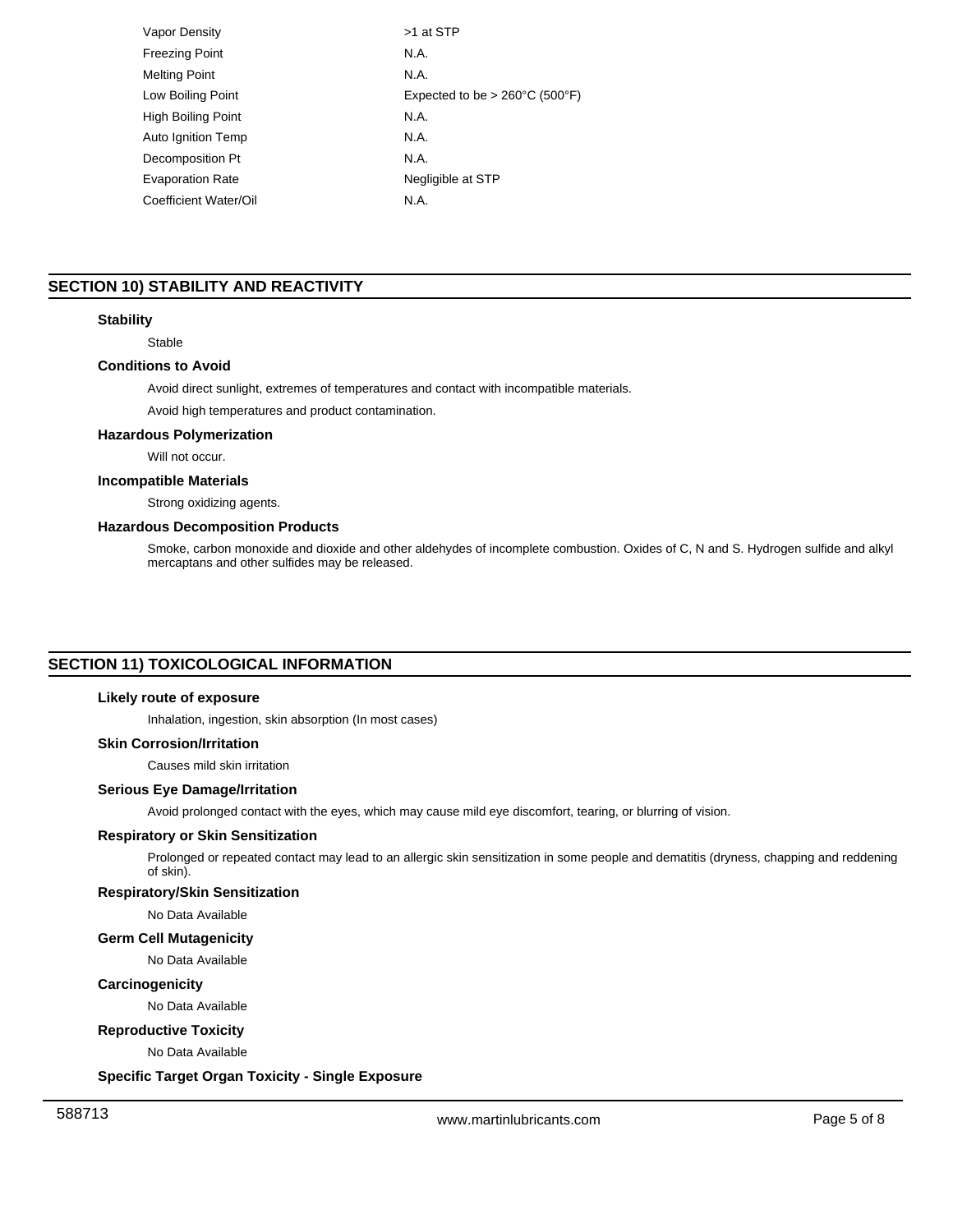| | |
|---|---|
| Vapor Density | >1 at STP |
| Freezing Point | N.A. |
| Melting Point | N.A. |
| Low Boiling Point | Expected to be > 260°C (500°F) |
| High Boiling Point | N.A. |
| Auto Ignition Temp | N.A. |
| Decomposition Pt | N.A. |
| Evaporation Rate | Negligible at STP |
| Coefficient Water/Oil | N.A. |

## SECTION 10) STABILITY AND REACTIVITY

### Stability

Stable

### Conditions to Avoid

Avoid direct sunlight, extremes of temperatures and contact with incompatible materials.

Avoid high temperatures and product contamination.

### Hazardous Polymerization

Will not occur.

### Incompatible Materials

Strong oxidizing agents.

### Hazardous Decomposition Products

Smoke, carbon monoxide and dioxide and other aldehydes of incomplete combustion. Oxides of C, N and S. Hydrogen sulfide and alkyl mercaptans and other sulfides may be released.

## SECTION 11) TOXICOLOGICAL INFORMATION

### Likely route of exposure

Inhalation, ingestion, skin absorption (In most cases)

### Skin Corrosion/Irritation

Causes mild skin irritation

### Serious Eye Damage/Irritation

Avoid prolonged contact with the eyes, which may cause mild eye discomfort, tearing, or blurring of vision.

### Respiratory or Skin Sensitization

Prolonged or repeated contact may lead to an allergic skin sensitization in some people and dematitis (dryness, chapping and reddening of skin).

### Respiratory/Skin Sensitization

No Data Available

### Germ Cell Mutagenicity

No Data Available

### Carcinogenicity

No Data Available

### Reproductive Toxicity

No Data Available

### Specific Target Organ Toxicity - Single Exposure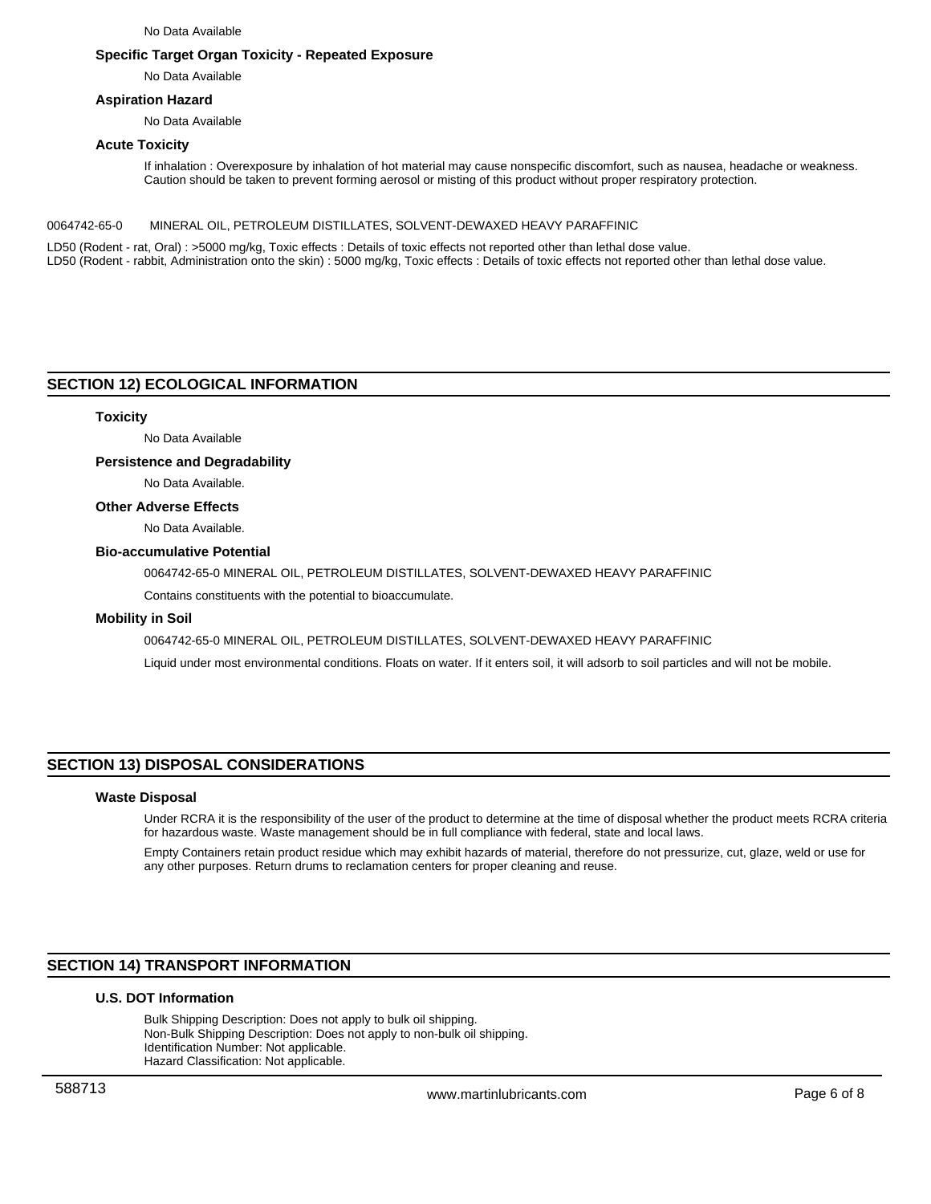No Data Available

### Specific Target Organ Toxicity - Repeated Exposure

No Data Available

### Aspiration Hazard

No Data Available

### Acute Toxicity

If inhalation : Overexposure by inhalation of hot material may cause nonspecific discomfort, such as nausea, headache or weakness. Caution should be taken to prevent forming aerosol or misting of this product without proper respiratory protection.

0064742-65-0 MINERAL OIL, PETROLEUM DISTILLATES, SOLVENT-DEWAXED HEAVY PARAFFINIC

LD50 (Rodent - rat, Oral) : >5000 mg/kg, Toxic effects : Details of toxic effects not reported other than lethal dose value.
LD50 (Rodent - rabbit, Administration onto the skin) : 5000 mg/kg, Toxic effects : Details of toxic effects not reported other than lethal dose value.

## SECTION 12) ECOLOGICAL INFORMATION

### Toxicity

No Data Available

### Persistence and Degradability

No Data Available.

### Other Adverse Effects

No Data Available.

### Bio-accumulative Potential

0064742-65-0 MINERAL OIL, PETROLEUM DISTILLATES, SOLVENT-DEWAXED HEAVY PARAFFINIC

Contains constituents with the potential to bioaccumulate.

### Mobility in Soil

0064742-65-0 MINERAL OIL, PETROLEUM DISTILLATES, SOLVENT-DEWAXED HEAVY PARAFFINIC

Liquid under most environmental conditions. Floats on water. If it enters soil, it will adsorb to soil particles and will not be mobile.

## SECTION 13) DISPOSAL CONSIDERATIONS

### Waste Disposal

Under RCRA it is the responsibility of the user of the product to determine at the time of disposal whether the product meets RCRA criteria for hazardous waste. Waste management should be in full compliance with federal, state and local laws.

Empty Containers retain product residue which may exhibit hazards of material, therefore do not pressurize, cut, glaze, weld or use for any other purposes. Return drums to reclamation centers for proper cleaning and reuse.

## SECTION 14) TRANSPORT INFORMATION

### U.S. DOT Information

Bulk Shipping Description: Does not apply to bulk oil shipping.
Non-Bulk Shipping Description: Does not apply to non-bulk oil shipping.
Identification Number: Not applicable.
Hazard Classification: Not applicable.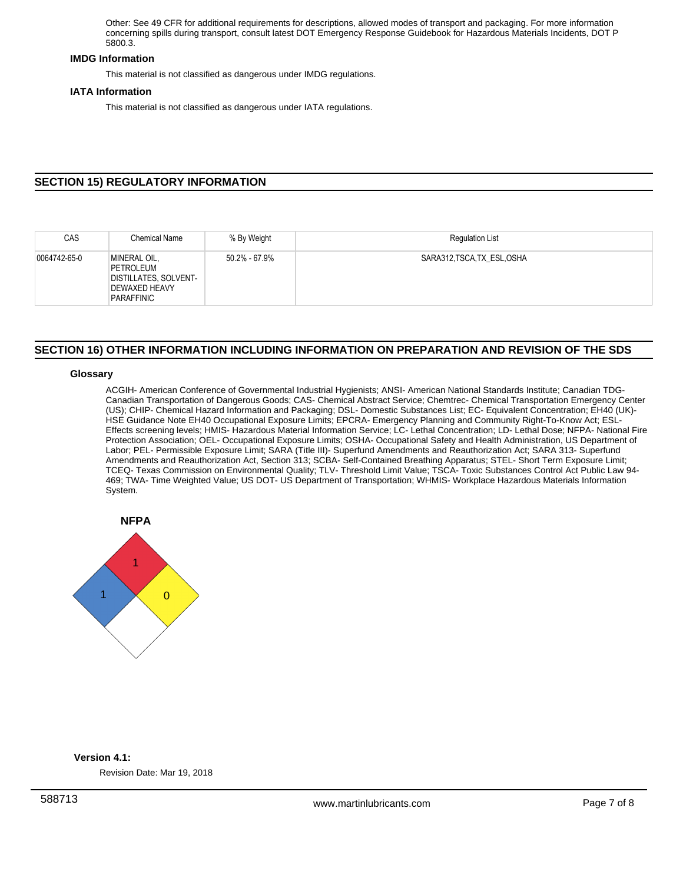Other: See 49 CFR for additional requirements for descriptions, allowed modes of transport and packaging. For more information concerning spills during transport, consult latest DOT Emergency Response Guidebook for Hazardous Materials Incidents, DOT P 5800.3.

### IMDG Information

This material is not classified as dangerous under IMDG regulations.

### IATA Information

This material is not classified as dangerous under IATA regulations.

## SECTION 15) REGULATORY INFORMATION

| CAS | Chemical Name | % By Weight | Regulation List |
|---|---|---|---|
| 0064742-65-0 | MINERAL OIL, PETROLEUM DISTILLATES, SOLVENT-DEWAXED HEAVY PARAFFINIC | 50.2% - 67.9% | SARA312,TSCA,TX_ESL,OSHA |

## SECTION 16) OTHER INFORMATION INCLUDING INFORMATION ON PREPARATION AND REVISION OF THE SDS

### Glossary

ACGIH- American Conference of Governmental Industrial Hygienists; ANSI- American National Standards Institute; Canadian TDG- Canadian Transportation of Dangerous Goods; CAS- Chemical Abstract Service; Chemtrec- Chemical Transportation Emergency Center (US); CHIP- Chemical Hazard Information and Packaging; DSL- Domestic Substances List; EC- Equivalent Concentration; EH40 (UK)- HSE Guidance Note EH40 Occupational Exposure Limits; EPCRA- Emergency Planning and Community Right-To-Know Act; ESL- Effects screening levels; HMIS- Hazardous Material Information Service; LC- Lethal Concentration; LD- Lethal Dose; NFPA- National Fire Protection Association; OEL- Occupational Exposure Limits; OSHA- Occupational Safety and Health Administration, US Department of Labor; PEL- Permissible Exposure Limit; SARA (Title III)- Superfund Amendments and Reauthorization Act; SARA 313- Superfund Amendments and Reauthorization Act, Section 313; SCBA- Self-Contained Breathing Apparatus; STEL- Short Term Exposure Limit; TCEQ- Texas Commission on Environmental Quality; TLV- Threshold Limit Value; TSCA- Toxic Substances Control Act Public Law 94-469; TWA- Time Weighted Value; US DOT- US Department of Transportation; WHMIS- Workplace Hazardous Materials Information System.

**NFPA**

Flammability (red): 1
Health (blue): 1
Instability (yellow): 0

**Version 4.1:**

Revision Date: Mar 19, 2018

588713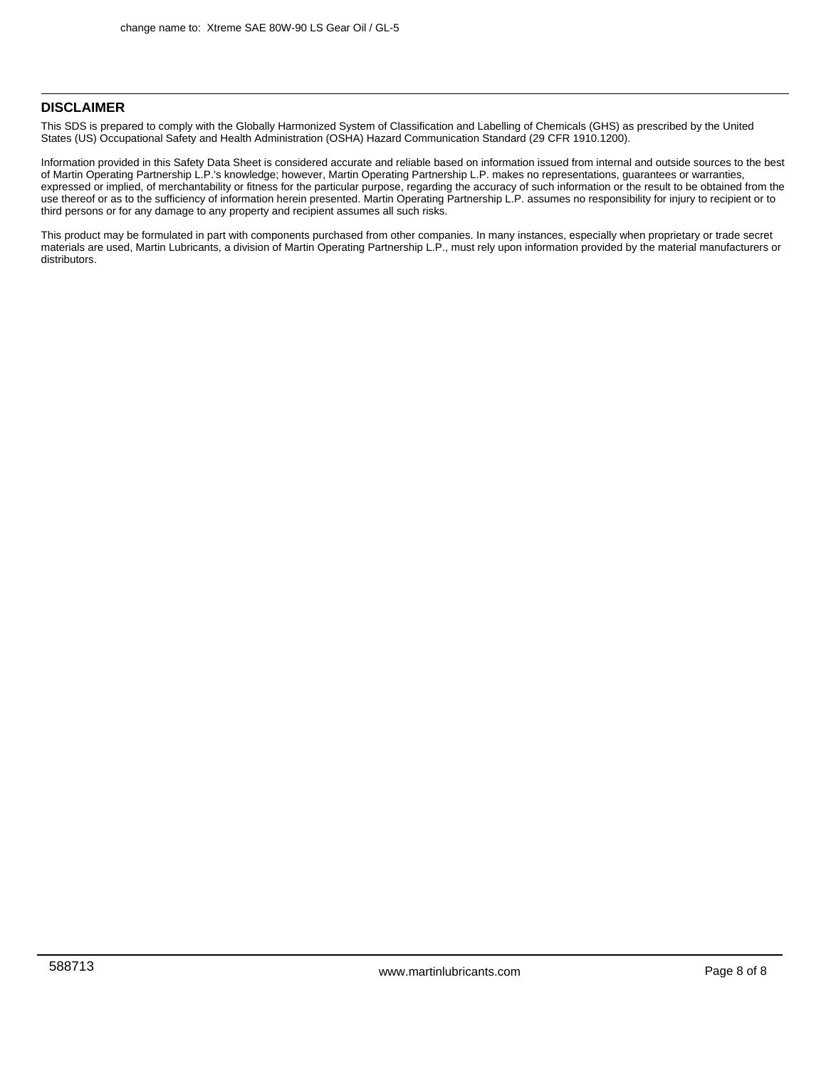change name to: Xtreme SAE 80W-90 LS Gear Oil / GL-5

## DISCLAIMER

This SDS is prepared to comply with the Globally Harmonized System of Classification and Labelling of Chemicals (GHS) as prescribed by the United States (US) Occupational Safety and Health Administration (OSHA) Hazard Communication Standard (29 CFR 1910.1200).

Information provided in this Safety Data Sheet is considered accurate and reliable based on information issued from internal and outside sources to the best of Martin Operating Partnership L.P.'s knowledge; however, Martin Operating Partnership L.P. makes no representations, guarantees or warranties, expressed or implied, of merchantability or fitness for the particular purpose, regarding the accuracy of such information or the result to be obtained from the use thereof or as to the sufficiency of information herein presented. Martin Operating Partnership L.P. assumes no responsibility for injury to recipient or to third persons or for any damage to any property and recipient assumes all such risks.

This product may be formulated in part with components purchased from other companies. In many instances, especially when proprietary or trade secret materials are used, Martin Lubricants, a division of Martin Operating Partnership L.P., must rely upon information provided by the material manufacturers or distributors.